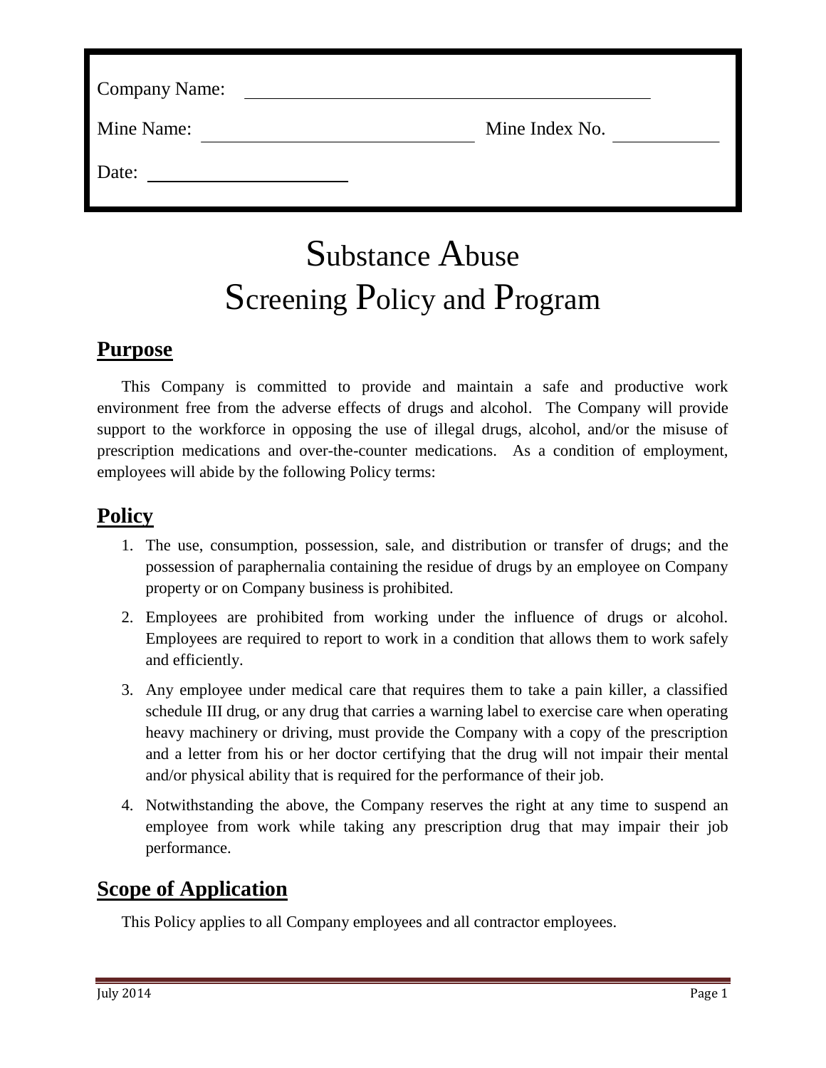Company Name: ______________________________

Mine Name: ______________________ Mine Index No. __________

Date: ________________

# Substance Abuse Screening Policy and Program

## Purpose

This Company is committed to provide and maintain a safe and productive work environment free from the adverse effects of drugs and alcohol. The Company will provide support to the workforce in opposing the use of illegal drugs, alcohol, and/or the misuse of prescription medications and over-the-counter medications. As a condition of employment, employees will abide by the following Policy terms:

## Policy

1. The use, consumption, possession, sale, and distribution or transfer of drugs; and the possession of paraphernalia containing the residue of drugs by an employee on Company property or on Company business is prohibited.
2. Employees are prohibited from working under the influence of drugs or alcohol. Employees are required to report to work in a condition that allows them to work safely and efficiently.
3. Any employee under medical care that requires them to take a pain killer, a classified schedule III drug, or any drug that carries a warning label to exercise care when operating heavy machinery or driving, must provide the Company with a copy of the prescription and a letter from his or her doctor certifying that the drug will not impair their mental and/or physical ability that is required for the performance of their job.
4. Notwithstanding the above, the Company reserves the right at any time to suspend an employee from work while taking any prescription drug that may impair their job performance.

## Scope of Application

This Policy applies to all Company employees and all contractor employees.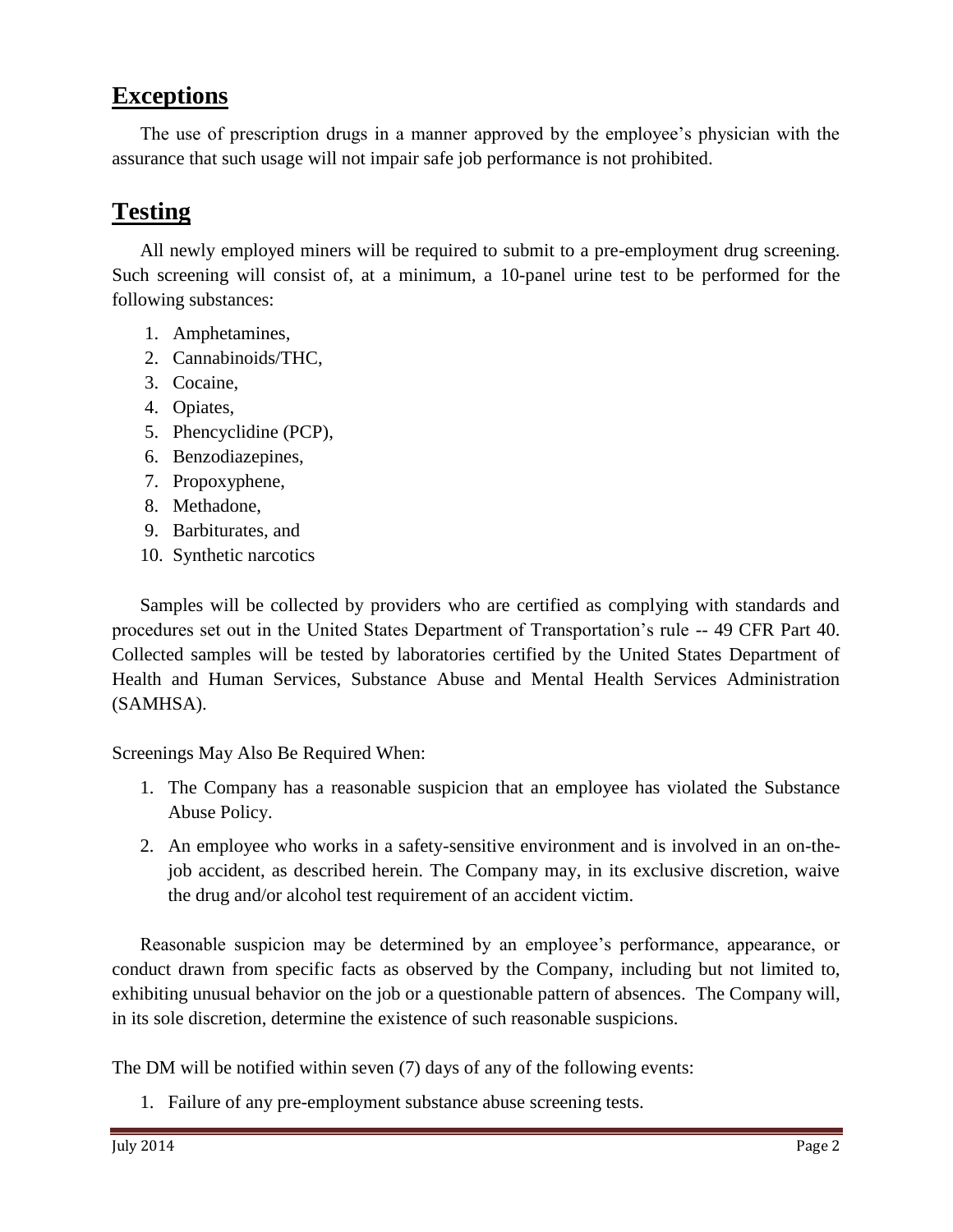## Exceptions

The use of prescription drugs in a manner approved by the employee's physician with the assurance that such usage will not impair safe job performance is not prohibited.

## Testing

All newly employed miners will be required to submit to a pre-employment drug screening. Such screening will consist of, at a minimum, a 10-panel urine test to be performed for the following substances:

1. Amphetamines,
2. Cannabinoids/THC,
3. Cocaine,
4. Opiates,
5. Phencyclidine (PCP),
6. Benzodiazepines,
7. Propoxyphene,
8. Methadone,
9. Barbiturates, and
10. Synthetic narcotics

Samples will be collected by providers who are certified as complying with standards and procedures set out in the United States Department of Transportation's rule -- 49 CFR Part 40. Collected samples will be tested by laboratories certified by the United States Department of Health and Human Services, Substance Abuse and Mental Health Services Administration (SAMHSA).

Screenings May Also Be Required When:

1. The Company has a reasonable suspicion that an employee has violated the Substance Abuse Policy.
2. An employee who works in a safety-sensitive environment and is involved in an on-the-job accident, as described herein. The Company may, in its exclusive discretion, waive the drug and/or alcohol test requirement of an accident victim.

Reasonable suspicion may be determined by an employee's performance, appearance, or conduct drawn from specific facts as observed by the Company, including but not limited to, exhibiting unusual behavior on the job or a questionable pattern of absences. The Company will, in its sole discretion, determine the existence of such reasonable suspicions.

The DM will be notified within seven (7) days of any of the following events:

1. Failure of any pre-employment substance abuse screening tests.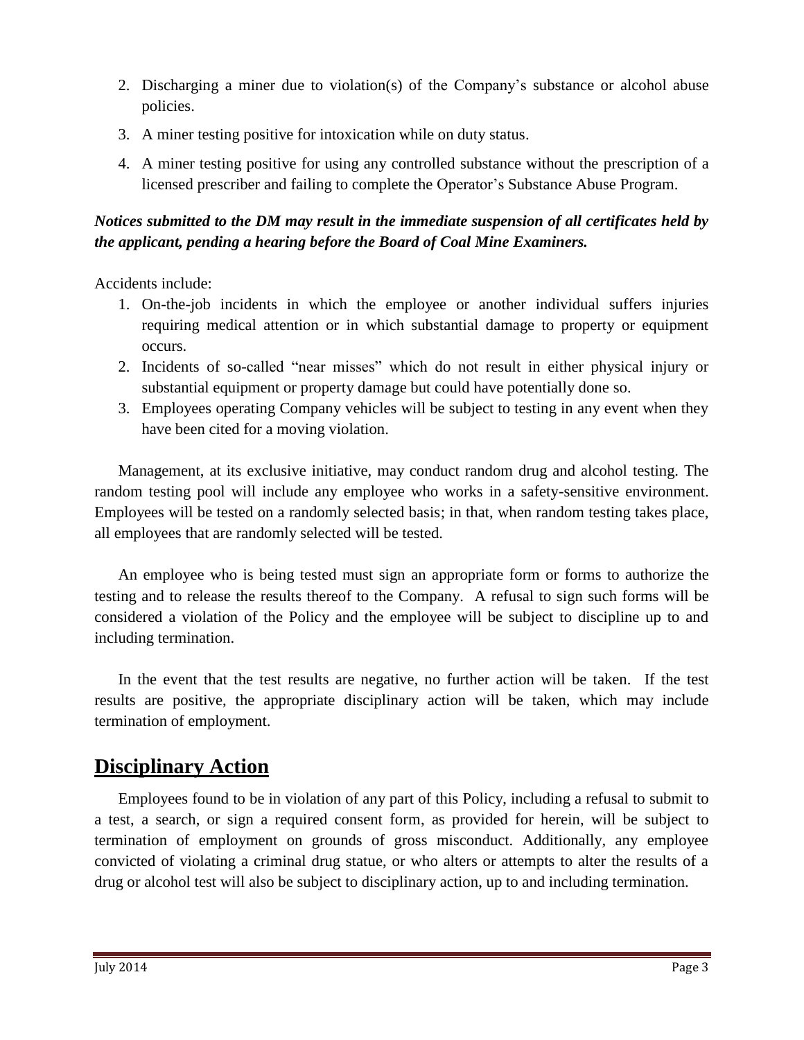2. Discharging a miner due to violation(s) of the Company's substance or alcohol abuse policies.
3. A miner testing positive for intoxication while on duty status.
4. A miner testing positive for using any controlled substance without the prescription of a licensed prescriber and failing to complete the Operator's Substance Abuse Program.

***Notices submitted to the DM may result in the immediate suspension of all certificates held by the applicant, pending a hearing before the Board of Coal Mine Examiners.***

Accidents include:

1. On-the-job incidents in which the employee or another individual suffers injuries requiring medical attention or in which substantial damage to property or equipment occurs.
2. Incidents of so-called "near misses" which do not result in either physical injury or substantial equipment or property damage but could have potentially done so.
3. Employees operating Company vehicles will be subject to testing in any event when they have been cited for a moving violation.

Management, at its exclusive initiative, may conduct random drug and alcohol testing. The random testing pool will include any employee who works in a safety-sensitive environment. Employees will be tested on a randomly selected basis; in that, when random testing takes place, all employees that are randomly selected will be tested.

An employee who is being tested must sign an appropriate form or forms to authorize the testing and to release the results thereof to the Company. A refusal to sign such forms will be considered a violation of the Policy and the employee will be subject to discipline up to and including termination.

In the event that the test results are negative, no further action will be taken. If the test results are positive, the appropriate disciplinary action will be taken, which may include termination of employment.

## Disciplinary Action

Employees found to be in violation of any part of this Policy, including a refusal to submit to a test, a search, or sign a required consent form, as provided for herein, will be subject to termination of employment on grounds of gross misconduct. Additionally, any employee convicted of violating a criminal drug statue, or who alters or attempts to alter the results of a drug or alcohol test will also be subject to disciplinary action, up to and including termination.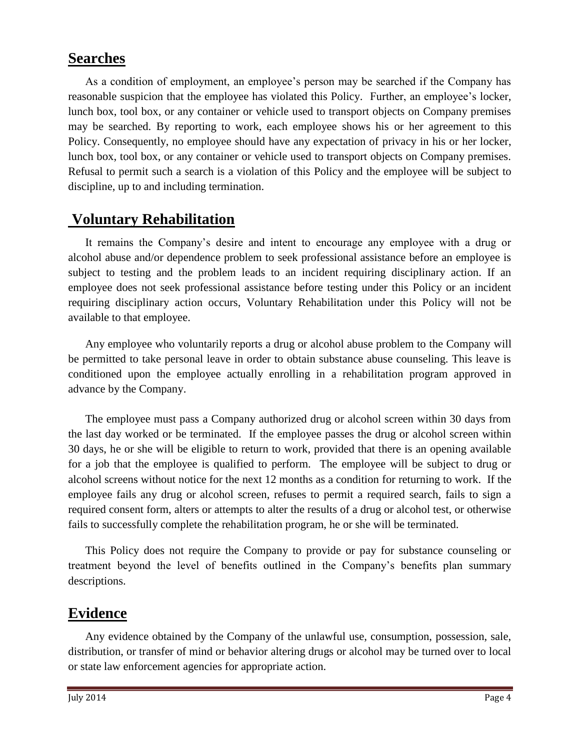## Searches

As a condition of employment, an employee's person may be searched if the Company has reasonable suspicion that the employee has violated this Policy. Further, an employee's locker, lunch box, tool box, or any container or vehicle used to transport objects on Company premises may be searched. By reporting to work, each employee shows his or her agreement to this Policy. Consequently, no employee should have any expectation of privacy in his or her locker, lunch box, tool box, or any container or vehicle used to transport objects on Company premises. Refusal to permit such a search is a violation of this Policy and the employee will be subject to discipline, up to and including termination.

## Voluntary Rehabilitation

It remains the Company's desire and intent to encourage any employee with a drug or alcohol abuse and/or dependence problem to seek professional assistance before an employee is subject to testing and the problem leads to an incident requiring disciplinary action. If an employee does not seek professional assistance before testing under this Policy or an incident requiring disciplinary action occurs, Voluntary Rehabilitation under this Policy will not be available to that employee.

Any employee who voluntarily reports a drug or alcohol abuse problem to the Company will be permitted to take personal leave in order to obtain substance abuse counseling. This leave is conditioned upon the employee actually enrolling in a rehabilitation program approved in advance by the Company.

The employee must pass a Company authorized drug or alcohol screen within 30 days from the last day worked or be terminated. If the employee passes the drug or alcohol screen within 30 days, he or she will be eligible to return to work, provided that there is an opening available for a job that the employee is qualified to perform. The employee will be subject to drug or alcohol screens without notice for the next 12 months as a condition for returning to work. If the employee fails any drug or alcohol screen, refuses to permit a required search, fails to sign a required consent form, alters or attempts to alter the results of a drug or alcohol test, or otherwise fails to successfully complete the rehabilitation program, he or she will be terminated.

This Policy does not require the Company to provide or pay for substance counseling or treatment beyond the level of benefits outlined in the Company's benefits plan summary descriptions.

## Evidence

Any evidence obtained by the Company of the unlawful use, consumption, possession, sale, distribution, or transfer of mind or behavior altering drugs or alcohol may be turned over to local or state law enforcement agencies for appropriate action.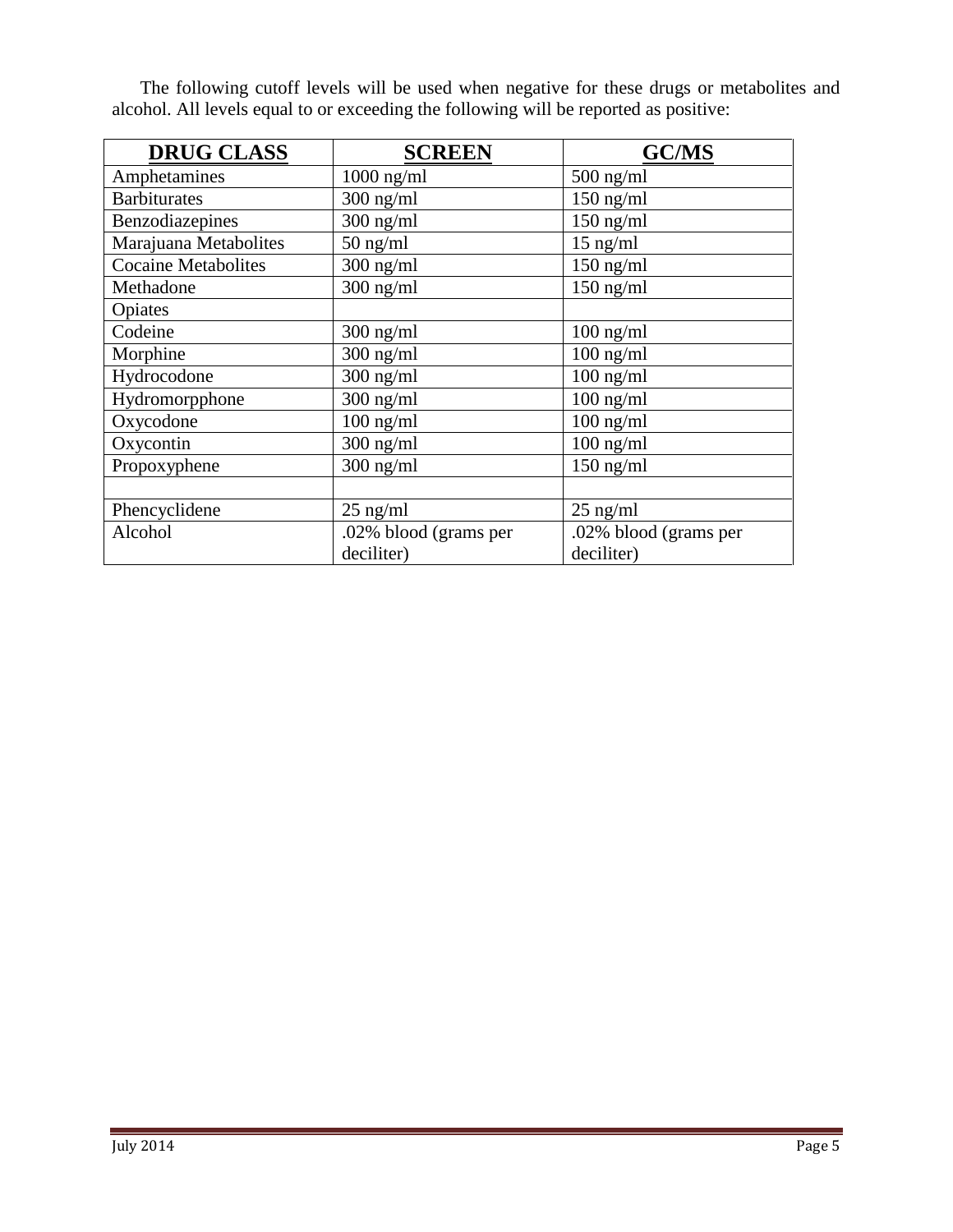The following cutoff levels will be used when negative for these drugs or metabolites and alcohol. All levels equal to or exceeding the following will be reported as positive:

| **DRUG CLASS** | **SCREEN** | **GC/MS** |
|---|---|---|
| Amphetamines | 1000 ng/ml | 500 ng/ml |
| Barbiturates | 300 ng/ml | 150 ng/ml |
| Benzodiazepines | 300 ng/ml | 150 ng/ml |
| Marajuana Metabolites | 50 ng/ml | 15 ng/ml |
| Cocaine Metabolites | 300 ng/ml | 150 ng/ml |
| Methadone | 300 ng/ml | 150 ng/ml |
| Opiates | | |
| Codeine | 300 ng/ml | 100 ng/ml |
| Morphine | 300 ng/ml | 100 ng/ml |
| Hydrocodone | 300 ng/ml | 100 ng/ml |
| Hydromorpphone | 300 ng/ml | 100 ng/ml |
| Oxycodone | 100 ng/ml | 100 ng/ml |
| Oxycontin | 300 ng/ml | 100 ng/ml |
| Propoxyphene | 300 ng/ml | 150 ng/ml |
| | | |
| Phencyclidene | 25 ng/ml | 25 ng/ml |
| Alcohol | .02% blood (grams per deciliter) | .02% blood (grams per deciliter) |